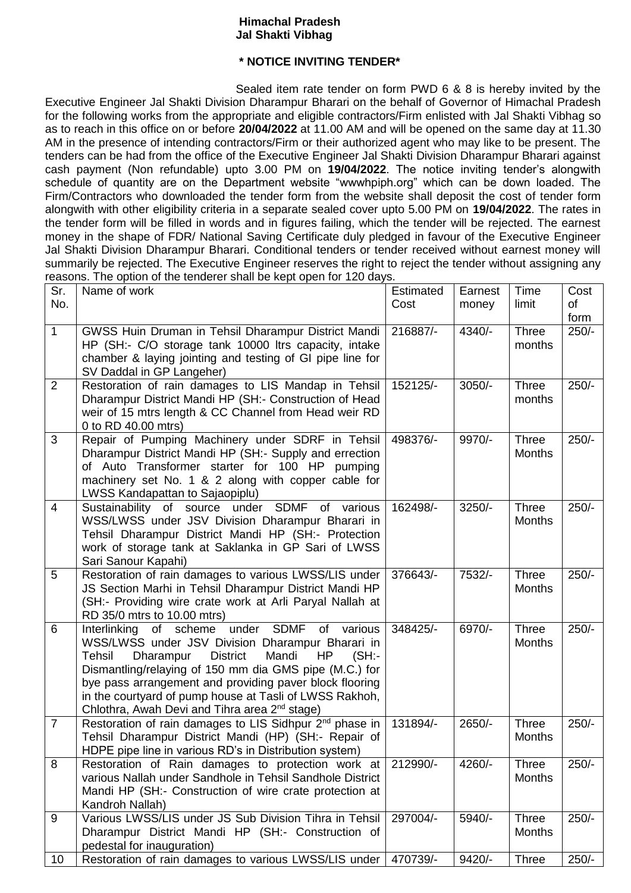**Himachal Pradesh**
**Jal Shakti Vibhag**

**\* NOTICE INVITING TENDER\***

Sealed item rate tender on form PWD 6 & 8 is hereby invited by the Executive Engineer Jal Shakti Division Dharampur Bharari on the behalf of Governor of Himachal Pradesh for the following works from the appropriate and eligible contractors/Firm enlisted with Jal Shakti Vibhag so as to reach in this office on or before **20/04/2022** at 11.00 AM and will be opened on the same day at 11.30 AM in the presence of intending contractors/Firm or their authorized agent who may like to be present. The tenders can be had from the office of the Executive Engineer Jal Shakti Division Dharampur Bharari against cash payment (Non refundable) upto 3.00 PM on **19/04/2022**. The notice inviting tender's alongwith schedule of quantity are on the Department website "wwwhpiph.org" which can be down loaded. The Firm/Contractors who downloaded the tender form from the website shall deposit the cost of tender form alongwith with other eligibility criteria in a separate sealed cover upto 5.00 PM on **19/04/2022**. The rates in the tender form will be filled in words and in figures failing, which the tender will be rejected. The earnest money in the shape of FDR/ National Saving Certificate duly pledged in favour of the Executive Engineer Jal Shakti Division Dharampur Bharari. Conditional tenders or tender received without earnest money will summarily be rejected. The Executive Engineer reserves the right to reject the tender without assigning any reasons. The option of the tenderer shall be kept open for 120 days.

| Sr. No. | Name of work | Estimated Cost | Earnest money | Time limit | Cost of form |
|---|---|---|---|---|---|
| 1 | GWSS Huin Druman in Tehsil Dharampur District Mandi HP (SH:- C/O storage tank 10000 ltrs capacity, intake chamber & laying jointing and testing of GI pipe line for SV Daddal in GP Langeher) | 216887/- | 4340/- | Three months | 250/- |
| 2 | Restoration of rain damages to LIS Mandap in Tehsil Dharampur District Mandi HP (SH:- Construction of Head weir of 15 mtrs length & CC Channel from Head weir RD 0 to RD 40.00 mtrs) | 152125/- | 3050/- | Three months | 250/- |
| 3 | Repair of Pumping Machinery under SDRF in Tehsil Dharampur District Mandi HP (SH:- Supply and errection of Auto Transformer starter for 100 HP pumping machinery set No. 1 & 2 along with copper cable for LWSS Kandapattan to Sajaopiplu) | 498376/- | 9970/- | Three Months | 250/- |
| 4 | Sustainability of source under SDMF of various WSS/LWSS under JSV Division Dharampur Bharari in Tehsil Dharampur District Mandi HP (SH:- Protection work of storage tank at Saklanka in GP Sari of LWSS Sari Sanour Kapahi) | 162498/- | 3250/- | Three Months | 250/- |
| 5 | Restoration of rain damages to various LWSS/LIS under JS Section Marhi in Tehsil Dharampur District Mandi HP (SH:- Providing wire crate work at Arli Paryal Nallah at RD 35/0 mtrs to 10.00 mtrs) | 376643/- | 7532/- | Three Months | 250/- |
| 6 | Interlinking of scheme under SDMF of various WSS/LWSS under JSV Division Dharampur Bharari in Tehsil Dharampur District Mandi HP (SH:- Dismantling/relaying of 150 mm dia GMS pipe (M.C.) for bye pass arrangement and providing paver block flooring in the courtyard of pump house at Tasli of LWSS Rakhoh, Chlothra, Awah Devi and Tihra area 2nd stage) | 348425/- | 6970/- | Three Months | 250/- |
| 7 | Restoration of rain damages to LIS Sidhpur 2nd phase in Tehsil Dharampur District Mandi (HP) (SH:- Repair of HDPE pipe line in various RD's in Distribution system) | 131894/- | 2650/- | Three Months | 250/- |
| 8 | Restoration of Rain damages to protection work at various Nallah under Sandhole in Tehsil Sandhole District Mandi HP (SH:- Construction of wire crate protection at Kandroh Nallah) | 212990/- | 4260/- | Three Months | 250/- |
| 9 | Various LWSS/LIS under JS Sub Division Tihra in Tehsil Dharampur District Mandi HP (SH:- Construction of pedestal for inauguration) | 297004/- | 5940/- | Three Months | 250/- |
| 10 | Restoration of rain damages to various LWSS/LIS under | 470739/- | 9420/- | Three | 250/- |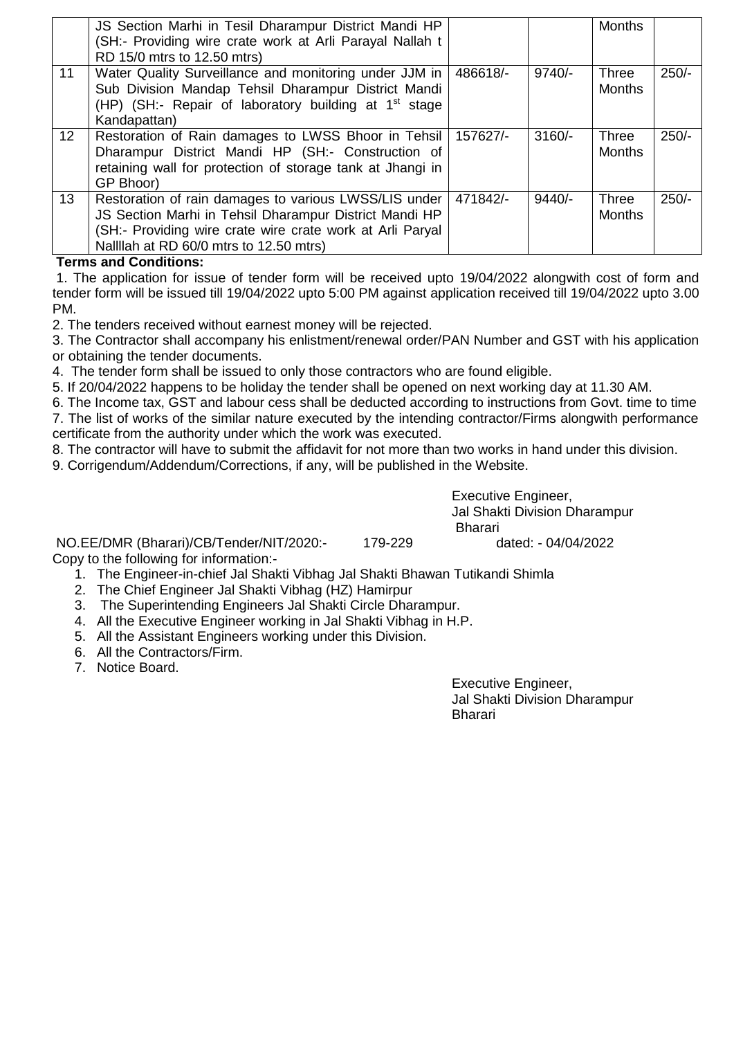| | | | | | |
|---|---|---|---|---|---|
| | JS Section Marhi in Tesil Dharampur District Mandi HP (SH:- Providing wire crate work at Arli Parayal Nallah t RD 15/0 mtrs to 12.50 mtrs) | | | Months | |
| 11 | Water Quality Surveillance and monitoring under JJM in Sub Division Mandap Tehsil Dharampur District Mandi (HP) (SH:- Repair of laboratory building at 1st stage Kandapattan) | 486618/- | 9740/- | Three Months | 250/- |
| 12 | Restoration of Rain damages to LWSS Bhoor in Tehsil Dharampur District Mandi HP (SH:- Construction of retaining wall for protection of storage tank at Jhangi in GP Bhoor) | 157627/- | 3160/- | Three Months | 250/- |
| 13 | Restoration of rain damages to various LWSS/LIS under JS Section Marhi in Tehsil Dharampur District Mandi HP (SH:- Providing wire crate wire crate work at Arli Paryal Nallllah at RD 60/0 mtrs to 12.50 mtrs) | 471842/- | 9440/- | Three Months | 250/- |

**Terms and Conditions:**

1. The application for issue of tender form will be received upto 19/04/2022 alongwith cost of form and tender form will be issued till 19/04/2022 upto 5:00 PM against application received till 19/04/2022 upto 3.00 PM.
2. The tenders received without earnest money will be rejected.
3. The Contractor shall accompany his enlistment/renewal order/PAN Number and GST with his application or obtaining the tender documents.
4. The tender form shall be issued to only those contractors who are found eligible.
5. If 20/04/2022 happens to be holiday the tender shall be opened on next working day at 11.30 AM.
6. The Income tax, GST and labour cess shall be deducted according to instructions from Govt. time to time
7. The list of works of the similar nature executed by the intending contractor/Firms alongwith performance certificate from the authority under which the work was executed.
8. The contractor will have to submit the affidavit for not more than two works in hand under this division.
9. Corrigendum/Addendum/Corrections, if any, will be published in the Website.

Executive Engineer,
Jal Shakti Division Dharampur
Bharari

NO.EE/DMR (Bharari)/CB/Tender/NIT/2020:- 179-229 dated: - 04/04/2022

Copy to the following for information:-

1. The Engineer-in-chief Jal Shakti Vibhag Jal Shakti Bhawan Tutikandi Shimla
2. The Chief Engineer Jal Shakti Vibhag (HZ) Hamirpur
3. The Superintending Engineers Jal Shakti Circle Dharampur.
4. All the Executive Engineer working in Jal Shakti Vibhag in H.P.
5. All the Assistant Engineers working under this Division.
6. All the Contractors/Firm.
7. Notice Board.

Executive Engineer,
Jal Shakti Division Dharampur
Bharari